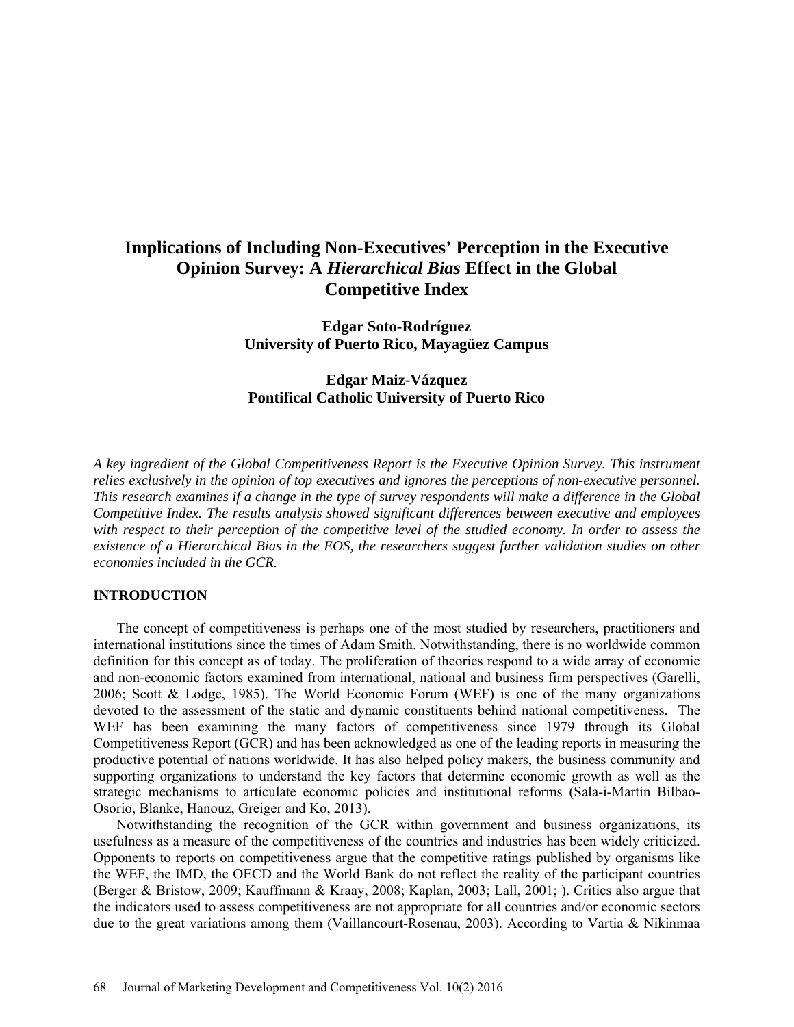# Implications of Including Non-Executives' Perception in the Executive Opinion Survey: A *Hierarchical Bias* Effect in the Global Competitive Index

**Edgar Soto-Rodríguez**
**University of Puerto Rico, Mayagüez Campus**

**Edgar Maiz-Vázquez**
**Pontifical Catholic University of Puerto Rico**

*A key ingredient of the Global Competitiveness Report is the Executive Opinion Survey. This instrument relies exclusively in the opinion of top executives and ignores the perceptions of non-executive personnel. This research examines if a change in the type of survey respondents will make a difference in the Global Competitive Index. The results analysis showed significant differences between executive and employees with respect to their perception of the competitive level of the studied economy. In order to assess the existence of a Hierarchical Bias in the EOS, the researchers suggest further validation studies on other economies included in the GCR.*

## INTRODUCTION

The concept of competitiveness is perhaps one of the most studied by researchers, practitioners and international institutions since the times of Adam Smith. Notwithstanding, there is no worldwide common definition for this concept as of today. The proliferation of theories respond to a wide array of economic and non-economic factors examined from international, national and business firm perspectives (Garelli, 2006; Scott & Lodge, 1985). The World Economic Forum (WEF) is one of the many organizations devoted to the assessment of the static and dynamic constituents behind national competitiveness. The WEF has been examining the many factors of competitiveness since 1979 through its Global Competitiveness Report (GCR) and has been acknowledged as one of the leading reports in measuring the productive potential of nations worldwide. It has also helped policy makers, the business community and supporting organizations to understand the key factors that determine economic growth as well as the strategic mechanisms to articulate economic policies and institutional reforms (Sala-i-Martín Bilbao-Osorio, Blanke, Hanouz, Greiger and Ko, 2013).

Notwithstanding the recognition of the GCR within government and business organizations, its usefulness as a measure of the competitiveness of the countries and industries has been widely criticized. Opponents to reports on competitiveness argue that the competitive ratings published by organisms like the WEF, the IMD, the OECD and the World Bank do not reflect the reality of the participant countries (Berger & Bristow, 2009; Kauffmann & Kraay, 2008; Kaplan, 2003; Lall, 2001; ). Critics also argue that the indicators used to assess competitiveness are not appropriate for all countries and/or economic sectors due to the great variations among them (Vaillancourt-Rosenau, 2003). According to Vartia & Nikinmaa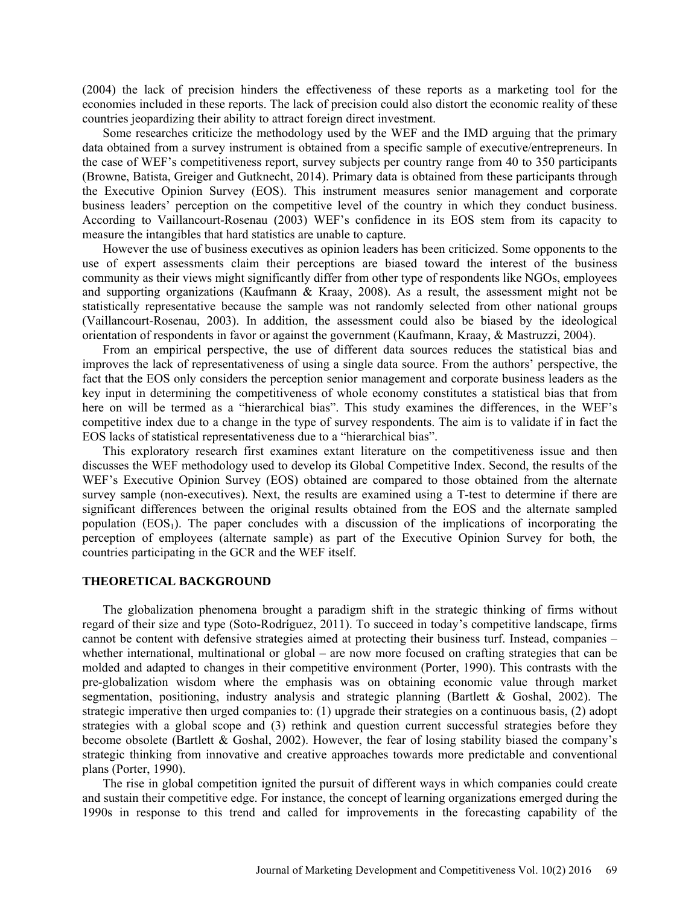(2004) the lack of precision hinders the effectiveness of these reports as a marketing tool for the economies included in these reports. The lack of precision could also distort the economic reality of these countries jeopardizing their ability to attract foreign direct investment.

Some researches criticize the methodology used by the WEF and the IMD arguing that the primary data obtained from a survey instrument is obtained from a specific sample of executive/entrepreneurs. In the case of WEF's competitiveness report, survey subjects per country range from 40 to 350 participants (Browne, Batista, Greiger and Gutknecht, 2014). Primary data is obtained from these participants through the Executive Opinion Survey (EOS). This instrument measures senior management and corporate business leaders' perception on the competitive level of the country in which they conduct business. According to Vaillancourt-Rosenau (2003) WEF's confidence in its EOS stem from its capacity to measure the intangibles that hard statistics are unable to capture.

However the use of business executives as opinion leaders has been criticized. Some opponents to the use of expert assessments claim their perceptions are biased toward the interest of the business community as their views might significantly differ from other type of respondents like NGOs, employees and supporting organizations (Kaufmann & Kraay, 2008). As a result, the assessment might not be statistically representative because the sample was not randomly selected from other national groups (Vaillancourt-Rosenau, 2003). In addition, the assessment could also be biased by the ideological orientation of respondents in favor or against the government (Kaufmann, Kraay, & Mastruzzi, 2004).

From an empirical perspective, the use of different data sources reduces the statistical bias and improves the lack of representativeness of using a single data source. From the authors' perspective, the fact that the EOS only considers the perception senior management and corporate business leaders as the key input in determining the competitiveness of whole economy constitutes a statistical bias that from here on will be termed as a "hierarchical bias". This study examines the differences, in the WEF's competitive index due to a change in the type of survey respondents. The aim is to validate if in fact the EOS lacks of statistical representativeness due to a "hierarchical bias".

This exploratory research first examines extant literature on the competitiveness issue and then discusses the WEF methodology used to develop its Global Competitive Index. Second, the results of the WEF's Executive Opinion Survey (EOS) obtained are compared to those obtained from the alternate survey sample (non-executives). Next, the results are examined using a T-test to determine if there are significant differences between the original results obtained from the EOS and the alternate sampled population ($EOS_1$). The paper concludes with a discussion of the implications of incorporating the perception of employees (alternate sample) as part of the Executive Opinion Survey for both, the countries participating in the GCR and the WEF itself.

## THEORETICAL BACKGROUND

The globalization phenomena brought a paradigm shift in the strategic thinking of firms without regard of their size and type (Soto-Rodríguez, 2011). To succeed in today's competitive landscape, firms cannot be content with defensive strategies aimed at protecting their business turf. Instead, companies – whether international, multinational or global – are now more focused on crafting strategies that can be molded and adapted to changes in their competitive environment (Porter, 1990). This contrasts with the pre-globalization wisdom where the emphasis was on obtaining economic value through market segmentation, positioning, industry analysis and strategic planning (Bartlett & Goshal, 2002). The strategic imperative then urged companies to: (1) upgrade their strategies on a continuous basis, (2) adopt strategies with a global scope and (3) rethink and question current successful strategies before they become obsolete (Bartlett & Goshal, 2002). However, the fear of losing stability biased the company's strategic thinking from innovative and creative approaches towards more predictable and conventional plans (Porter, 1990).

The rise in global competition ignited the pursuit of different ways in which companies could create and sustain their competitive edge. For instance, the concept of learning organizations emerged during the 1990s in response to this trend and called for improvements in the forecasting capability of the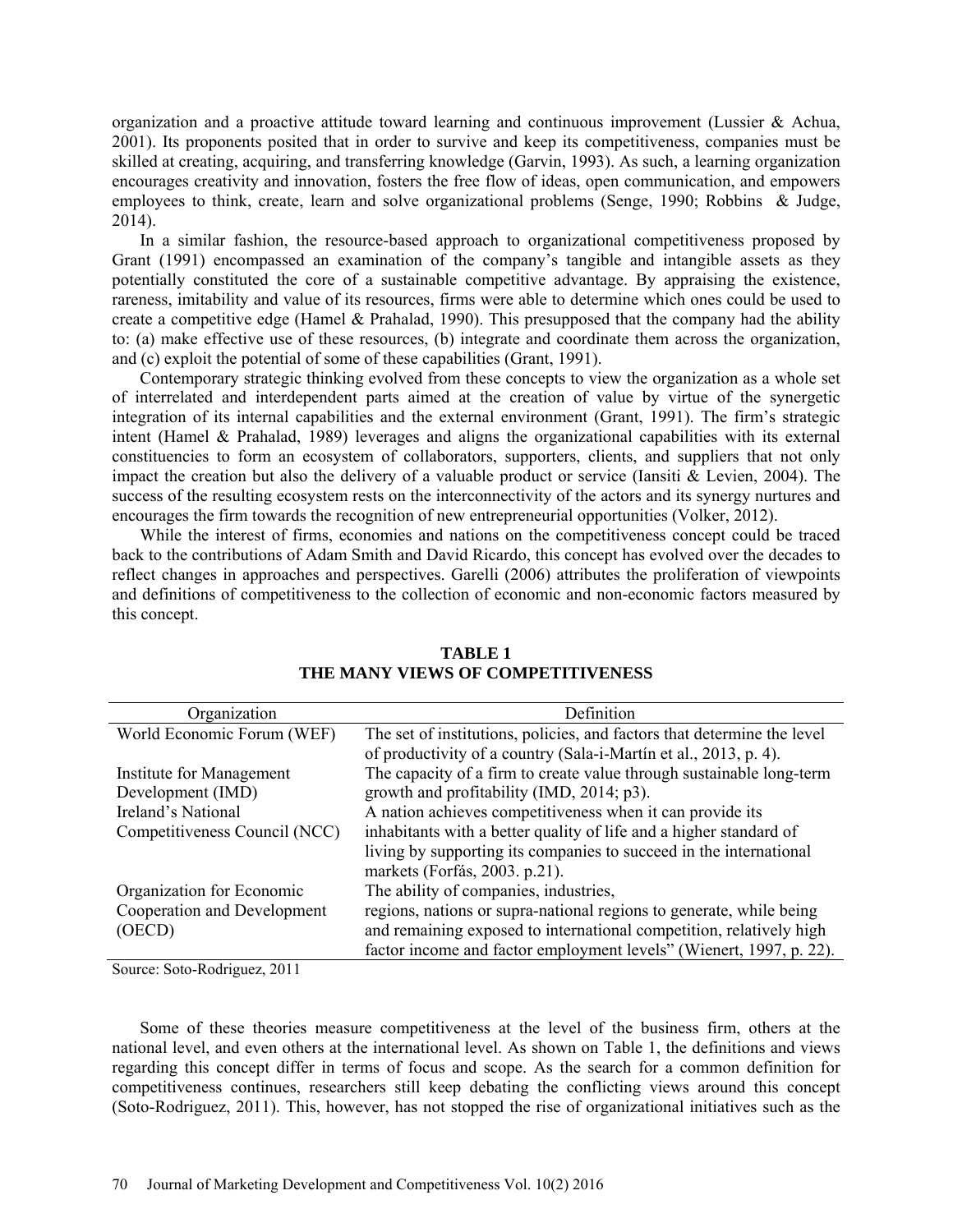organization and a proactive attitude toward learning and continuous improvement (Lussier & Achua, 2001). Its proponents posited that in order to survive and keep its competitiveness, companies must be skilled at creating, acquiring, and transferring knowledge (Garvin, 1993). As such, a learning organization encourages creativity and innovation, fosters the free flow of ideas, open communication, and empowers employees to think, create, learn and solve organizational problems (Senge, 1990; Robbins & Judge, 2014).

In a similar fashion, the resource-based approach to organizational competitiveness proposed by Grant (1991) encompassed an examination of the company's tangible and intangible assets as they potentially constituted the core of a sustainable competitive advantage. By appraising the existence, rareness, imitability and value of its resources, firms were able to determine which ones could be used to create a competitive edge (Hamel & Prahalad, 1990). This presupposed that the company had the ability to: (a) make effective use of these resources, (b) integrate and coordinate them across the organization, and (c) exploit the potential of some of these capabilities (Grant, 1991).

Contemporary strategic thinking evolved from these concepts to view the organization as a whole set of interrelated and interdependent parts aimed at the creation of value by virtue of the synergetic integration of its internal capabilities and the external environment (Grant, 1991). The firm's strategic intent (Hamel & Prahalad, 1989) leverages and aligns the organizational capabilities with its external constituencies to form an ecosystem of collaborators, supporters, clients, and suppliers that not only impact the creation but also the delivery of a valuable product or service (Iansiti & Levien, 2004). The success of the resulting ecosystem rests on the interconnectivity of the actors and its synergy nurtures and encourages the firm towards the recognition of new entrepreneurial opportunities (Volker, 2012).

While the interest of firms, economies and nations on the competitiveness concept could be traced back to the contributions of Adam Smith and David Ricardo, this concept has evolved over the decades to reflect changes in approaches and perspectives. Garelli (2006) attributes the proliferation of viewpoints and definitions of competitiveness to the collection of economic and non-economic factors measured by this concept.

**TABLE 1**
**THE MANY VIEWS OF COMPETITIVENESS**

| Organization | Definition |
|---|---|
| World Economic Forum (WEF) | The set of institutions, policies, and factors that determine the level of productivity of a country (Sala-i-Martín et al., 2013, p. 4). |
| Institute for Management Development (IMD) | The capacity of a firm to create value through sustainable long-term growth and profitability (IMD, 2014; p3). |
| Ireland's National Competitiveness Council (NCC) | A nation achieves competitiveness when it can provide its inhabitants with a better quality of life and a higher standard of living by supporting its companies to succeed in the international markets (Forfás, 2003. p.21). |
| Organization for Economic Cooperation and Development (OECD) | The ability of companies, industries, regions, nations or supra-national regions to generate, while being and remaining exposed to international competition, relatively high factor income and factor employment levels" (Wienert, 1997, p. 22). |

Source: Soto-Rodriguez, 2011

Some of these theories measure competitiveness at the level of the business firm, others at the national level, and even others at the international level. As shown on Table 1, the definitions and views regarding this concept differ in terms of focus and scope. As the search for a common definition for competitiveness continues, researchers still keep debating the conflicting views around this concept (Soto-Rodriguez, 2011). This, however, has not stopped the rise of organizational initiatives such as the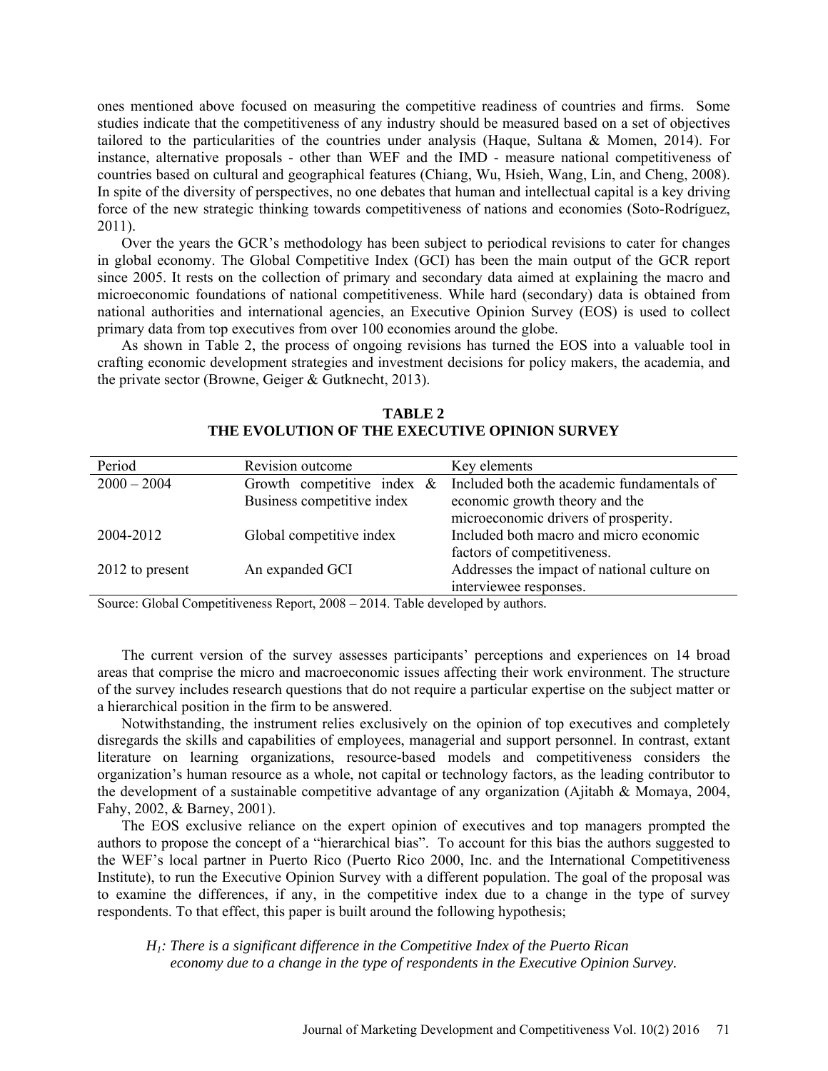ones mentioned above focused on measuring the competitive readiness of countries and firms. Some studies indicate that the competitiveness of any industry should be measured based on a set of objectives tailored to the particularities of the countries under analysis (Haque, Sultana & Momen, 2014). For instance, alternative proposals - other than WEF and the IMD - measure national competitiveness of countries based on cultural and geographical features (Chiang, Wu, Hsieh, Wang, Lin, and Cheng, 2008). In spite of the diversity of perspectives, no one debates that human and intellectual capital is a key driving force of the new strategic thinking towards competitiveness of nations and economies (Soto-Rodríguez, 2011).

Over the years the GCR's methodology has been subject to periodical revisions to cater for changes in global economy. The Global Competitive Index (GCI) has been the main output of the GCR report since 2005. It rests on the collection of primary and secondary data aimed at explaining the macro and microeconomic foundations of national competitiveness. While hard (secondary) data is obtained from national authorities and international agencies, an Executive Opinion Survey (EOS) is used to collect primary data from top executives from over 100 economies around the globe.

As shown in Table 2, the process of ongoing revisions has turned the EOS into a valuable tool in crafting economic development strategies and investment decisions for policy makers, the academia, and the private sector (Browne, Geiger & Gutknecht, 2013).

**TABLE 2**
**THE EVOLUTION OF THE EXECUTIVE OPINION SURVEY**

| Period | Revision outcome | Key elements |
|---|---|---|
| 2000 – 2004 | Growth competitive index & Business competitive index | Included both the academic fundamentals of economic growth theory and the microeconomic drivers of prosperity. |
| 2004-2012 | Global competitive index | Included both macro and micro economic factors of competitiveness. |
| 2012 to present | An expanded GCI | Addresses the impact of national culture on interviewee responses. |

Source: Global Competitiveness Report, 2008 – 2014. Table developed by authors.

The current version of the survey assesses participants' perceptions and experiences on 14 broad areas that comprise the micro and macroeconomic issues affecting their work environment. The structure of the survey includes research questions that do not require a particular expertise on the subject matter or a hierarchical position in the firm to be answered.

Notwithstanding, the instrument relies exclusively on the opinion of top executives and completely disregards the skills and capabilities of employees, managerial and support personnel. In contrast, extant literature on learning organizations, resource-based models and competitiveness considers the organization's human resource as a whole, not capital or technology factors, as the leading contributor to the development of a sustainable competitive advantage of any organization (Ajitabh & Momaya, 2004, Fahy, 2002, & Barney, 2001).

The EOS exclusive reliance on the expert opinion of executives and top managers prompted the authors to propose the concept of a "hierarchical bias". To account for this bias the authors suggested to the WEF's local partner in Puerto Rico (Puerto Rico 2000, Inc. and the International Competitiveness Institute), to run the Executive Opinion Survey with a different population. The goal of the proposal was to examine the differences, if any, in the competitive index due to a change in the type of survey respondents. To that effect, this paper is built around the following hypothesis;

*$H_1$: There is a significant difference in the Competitive Index of the Puerto Rican economy due to a change in the type of respondents in the Executive Opinion Survey.*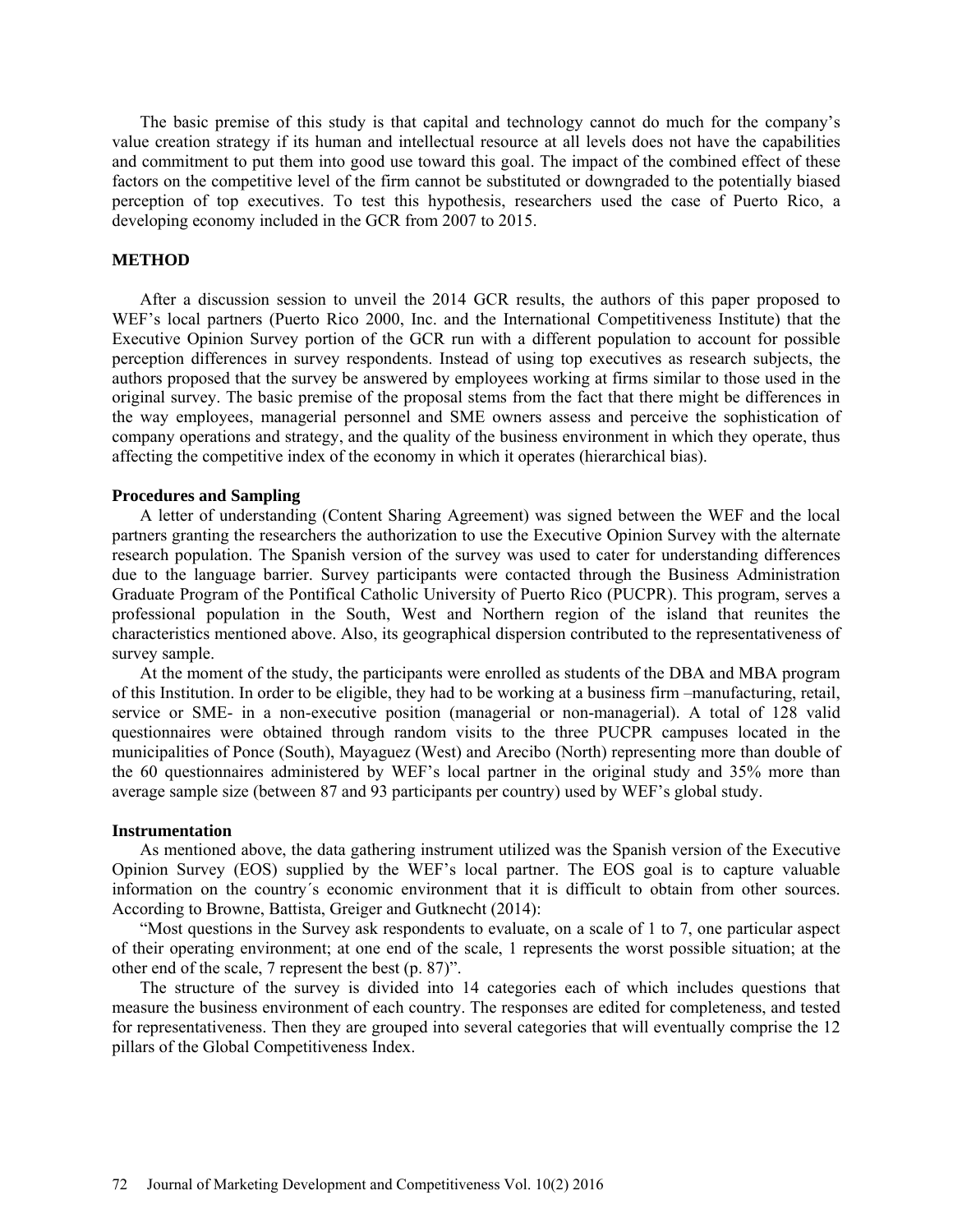The basic premise of this study is that capital and technology cannot do much for the company's value creation strategy if its human and intellectual resource at all levels does not have the capabilities and commitment to put them into good use toward this goal. The impact of the combined effect of these factors on the competitive level of the firm cannot be substituted or downgraded to the potentially biased perception of top executives. To test this hypothesis, researchers used the case of Puerto Rico, a developing economy included in the GCR from 2007 to 2015.

## METHOD

After a discussion session to unveil the 2014 GCR results, the authors of this paper proposed to WEF's local partners (Puerto Rico 2000, Inc. and the International Competitiveness Institute) that the Executive Opinion Survey portion of the GCR run with a different population to account for possible perception differences in survey respondents. Instead of using top executives as research subjects, the authors proposed that the survey be answered by employees working at firms similar to those used in the original survey. The basic premise of the proposal stems from the fact that there might be differences in the way employees, managerial personnel and SME owners assess and perceive the sophistication of company operations and strategy, and the quality of the business environment in which they operate, thus affecting the competitive index of the economy in which it operates (hierarchical bias).

### Procedures and Sampling

A letter of understanding (Content Sharing Agreement) was signed between the WEF and the local partners granting the researchers the authorization to use the Executive Opinion Survey with the alternate research population. The Spanish version of the survey was used to cater for understanding differences due to the language barrier. Survey participants were contacted through the Business Administration Graduate Program of the Pontifical Catholic University of Puerto Rico (PUCPR). This program, serves a professional population in the South, West and Northern region of the island that reunites the characteristics mentioned above. Also, its geographical dispersion contributed to the representativeness of survey sample.

At the moment of the study, the participants were enrolled as students of the DBA and MBA program of this Institution. In order to be eligible, they had to be working at a business firm –manufacturing, retail, service or SME- in a non-executive position (managerial or non-managerial). A total of 128 valid questionnaires were obtained through random visits to the three PUCPR campuses located in the municipalities of Ponce (South), Mayaguez (West) and Arecibo (North) representing more than double of the 60 questionnaires administered by WEF's local partner in the original study and 35% more than average sample size (between 87 and 93 participants per country) used by WEF's global study.

### Instrumentation

As mentioned above, the data gathering instrument utilized was the Spanish version of the Executive Opinion Survey (EOS) supplied by the WEF's local partner. The EOS goal is to capture valuable information on the country´s economic environment that it is difficult to obtain from other sources. According to Browne, Battista, Greiger and Gutknecht (2014):

"Most questions in the Survey ask respondents to evaluate, on a scale of 1 to 7, one particular aspect of their operating environment; at one end of the scale, 1 represents the worst possible situation; at the other end of the scale, 7 represent the best (p. 87)".

The structure of the survey is divided into 14 categories each of which includes questions that measure the business environment of each country. The responses are edited for completeness, and tested for representativeness. Then they are grouped into several categories that will eventually comprise the 12 pillars of the Global Competitiveness Index.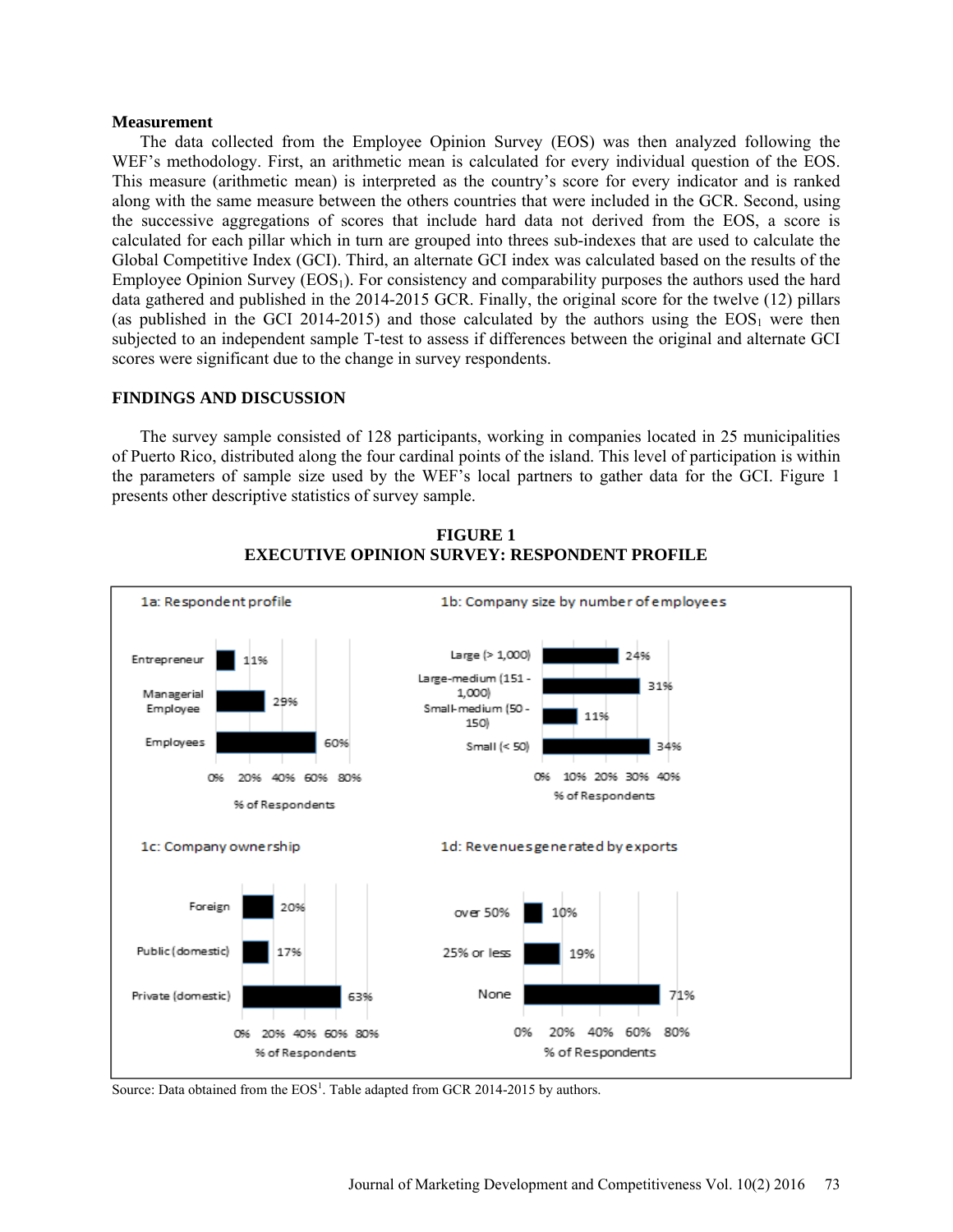## Measurement

The data collected from the Employee Opinion Survey (EOS) was then analyzed following the WEF's methodology. First, an arithmetic mean is calculated for every individual question of the EOS. This measure (arithmetic mean) is interpreted as the country's score for every indicator and is ranked along with the same measure between the others countries that were included in the GCR. Second, using the successive aggregations of scores that include hard data not derived from the EOS, a score is calculated for each pillar which in turn are grouped into threes sub-indexes that are used to calculate the Global Competitive Index (GCI). Third, an alternate GCI index was calculated based on the results of the Employee Opinion Survey ($EOS_1$). For consistency and comparability purposes the authors used the hard data gathered and published in the 2014-2015 GCR. Finally, the original score for the twelve (12) pillars (as published in the GCI 2014-2015) and those calculated by the authors using the $EOS_1$ were then subjected to an independent sample T-test to assess if differences between the original and alternate GCI scores were significant due to the change in survey respondents.

## FINDINGS AND DISCUSSION

The survey sample consisted of 128 participants, working in companies located in 25 municipalities of Puerto Rico, distributed along the four cardinal points of the island. This level of participation is within the parameters of sample size used by the WEF's local partners to gather data for the GCI. Figure 1 presents other descriptive statistics of survey sample.

**FIGURE 1**
**EXECUTIVE OPINION SURVEY: RESPONDENT PROFILE**

1a: Respondent profile

| Category | % of Respondents |
|---|---|
| Entrepreneur | 11% |
| Managerial Employee | 29% |
| Employees | 60% |

1b: Company size by number of employees

| Category | % of Respondents |
|---|---|
| Large (> 1,000) | 24% |
| Large-medium (151 - 1,000) | 31% |
| Small-medium (50 - 150) | 11% |
| Small (< 50) | 34% |

1c: Company ownership

| Category | % of Respondents |
|---|---|
| Foreign | 20% |
| Public (domestic) | 17% |
| Private (domestic) | 63% |

1d: Revenues generated by exports

| Category | % of Respondents |
|---|---|
| over 50% | 10% |
| 25% or less | 19% |
| None | 71% |

Source: Data obtained from the EOS[1]. Table adapted from GCR 2014-2015 by authors.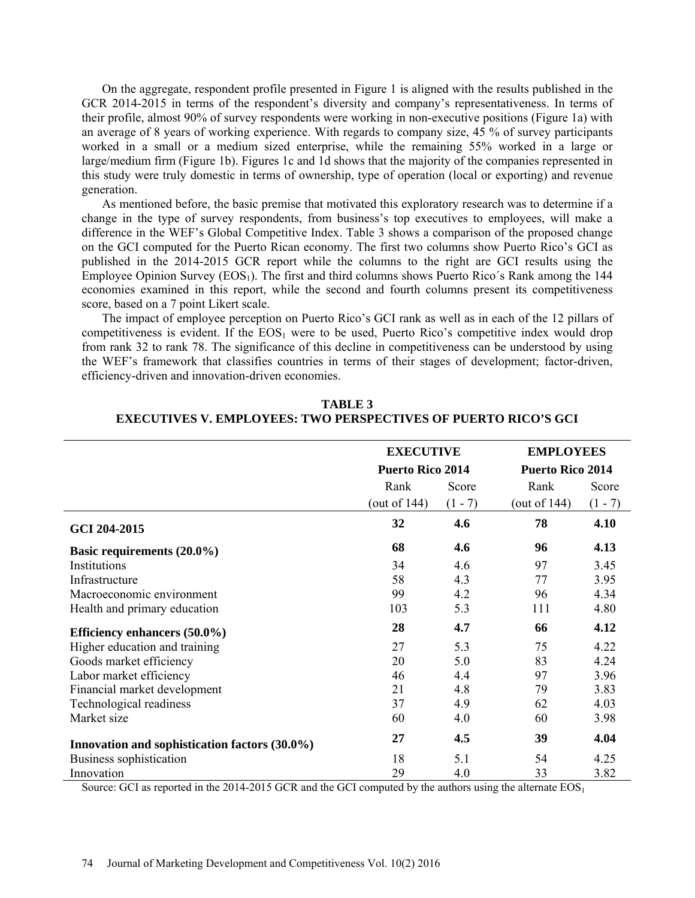On the aggregate, respondent profile presented in Figure 1 is aligned with the results published in the GCR 2014-2015 in terms of the respondent's diversity and company's representativeness. In terms of their profile, almost 90% of survey respondents were working in non-executive positions (Figure 1a) with an average of 8 years of working experience. With regards to company size, 45 % of survey participants worked in a small or a medium sized enterprise, while the remaining 55% worked in a large or large/medium firm (Figure 1b). Figures 1c and 1d shows that the majority of the companies represented in this study were truly domestic in terms of ownership, type of operation (local or exporting) and revenue generation.

As mentioned before, the basic premise that motivated this exploratory research was to determine if a change in the type of survey respondents, from business's top executives to employees, will make a difference in the WEF's Global Competitive Index. Table 3 shows a comparison of the proposed change on the GCI computed for the Puerto Rican economy. The first two columns show Puerto Rico's GCI as published in the 2014-2015 GCR report while the columns to the right are GCI results using the Employee Opinion Survey ($EOS_1$). The first and third columns shows Puerto Rico´s Rank among the 144 economies examined in this report, while the second and fourth columns present its competitiveness score, based on a 7 point Likert scale.

The impact of employee perception on Puerto Rico's GCI rank as well as in each of the 12 pillars of competitiveness is evident. If the $EOS_1$ were to be used, Puerto Rico's competitive index would drop from rank 32 to rank 78. The significance of this decline in competitiveness can be understood by using the WEF's framework that classifies countries in terms of their stages of development; factor-driven, efficiency-driven and innovation-driven economies.

**TABLE 3**
**EXECUTIVES V. EMPLOYEES: TWO PERSPECTIVES OF PUERTO RICO'S GCI**

| | **EXECUTIVE** | | **EMPLOYEES** | |
|---|---|---|---|---|
| | **Puerto Rico 2014** | | **Puerto Rico 2014** | |
| | Rank (out of 144) | Score (1 - 7) | Rank (out of 144) | Score (1 - 7) |
| **GCI 204-2015** | **32** | **4.6** | **78** | **4.10** |
| **Basic requirements (20.0%)** | **68** | **4.6** | **96** | **4.13** |
| Institutions | 34 | 4.6 | 97 | 3.45 |
| Infrastructure | 58 | 4.3 | 77 | 3.95 |
| Macroeconomic environment | 99 | 4.2 | 96 | 4.34 |
| Health and primary education | 103 | 5.3 | 111 | 4.80 |
| **Efficiency enhancers (50.0%)** | **28** | **4.7** | **66** | **4.12** |
| Higher education and training | 27 | 5.3 | 75 | 4.22 |
| Goods market efficiency | 20 | 5.0 | 83 | 4.24 |
| Labor market efficiency | 46 | 4.4 | 97 | 3.96 |
| Financial market development | 21 | 4.8 | 79 | 3.83 |
| Technological readiness | 37 | 4.9 | 62 | 4.03 |
| Market size | 60 | 4.0 | 60 | 3.98 |
| **Innovation and sophistication factors (30.0%)** | **27** | **4.5** | **39** | **4.04** |
| Business sophistication | 18 | 5.1 | 54 | 4.25 |
| Innovation | 29 | 4.0 | 33 | 3.82 |

Source: GCI as reported in the 2014-2015 GCR and the GCI computed by the authors using the alternate $EOS_1$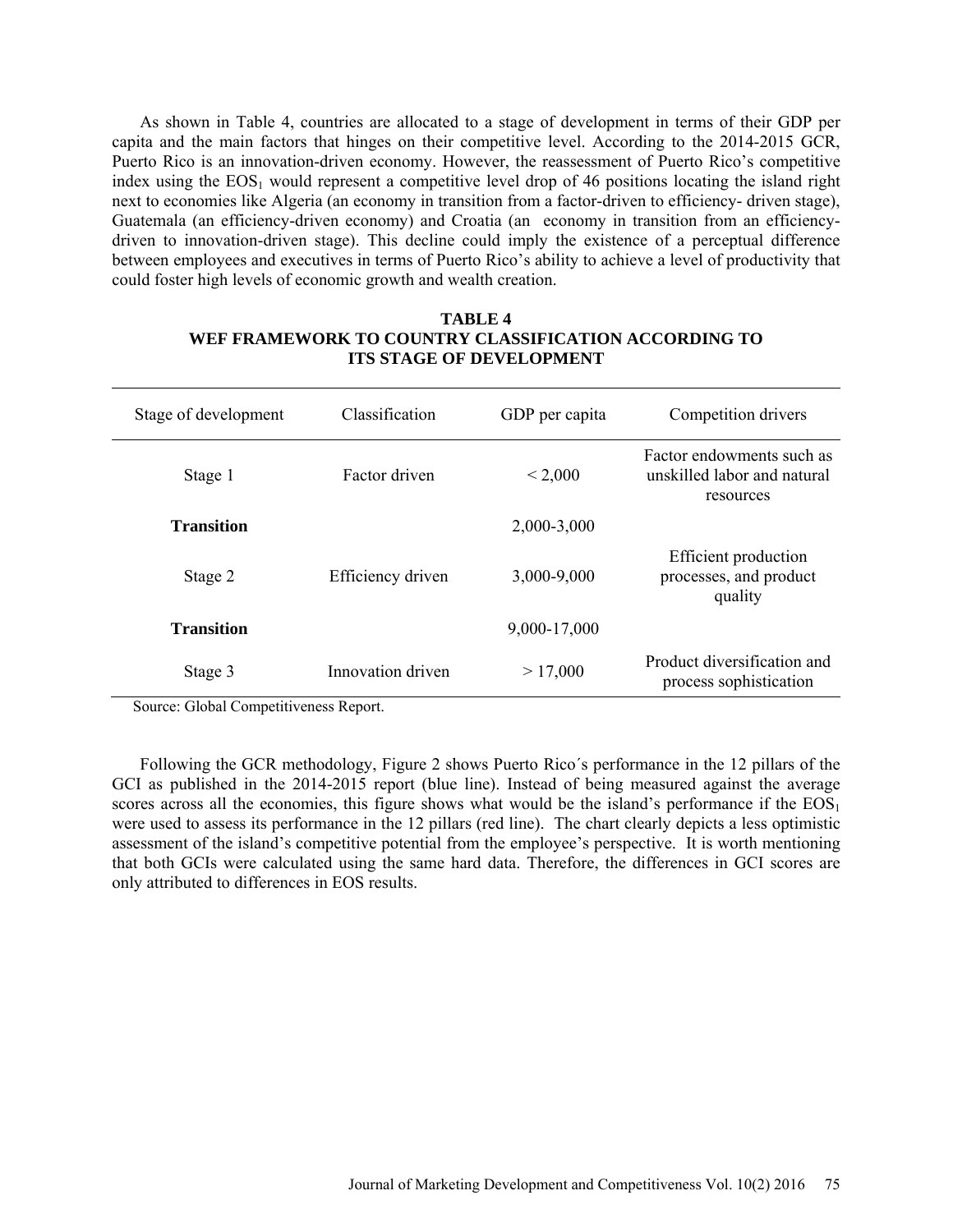As shown in Table 4, countries are allocated to a stage of development in terms of their GDP per capita and the main factors that hinges on their competitive level. According to the 2014-2015 GCR, Puerto Rico is an innovation-driven economy. However, the reassessment of Puerto Rico's competitive index using the $EOS_1$ would represent a competitive level drop of 46 positions locating the island right next to economies like Algeria (an economy in transition from a factor-driven to efficiency- driven stage), Guatemala (an efficiency-driven economy) and Croatia (an economy in transition from an efficiency-driven to innovation-driven stage). This decline could imply the existence of a perceptual difference between employees and executives in terms of Puerto Rico's ability to achieve a level of productivity that could foster high levels of economic growth and wealth creation.

**TABLE 4**
**WEF FRAMEWORK TO COUNTRY CLASSIFICATION ACCORDING TO ITS STAGE OF DEVELOPMENT**

| Stage of development | Classification | GDP per capita | Competition drivers |
|---|---|---|---|
| Stage 1 | Factor driven | < 2,000 | Factor endowments such as unskilled labor and natural resources |
| **Transition** | | 2,000-3,000 | |
| Stage 2 | Efficiency driven | 3,000-9,000 | Efficient production processes, and product quality |
| **Transition** | | 9,000-17,000 | |
| Stage 3 | Innovation driven | > 17,000 | Product diversification and process sophistication |

Source: Global Competitiveness Report.

Following the GCR methodology, Figure 2 shows Puerto Rico´s performance in the 12 pillars of the GCI as published in the 2014-2015 report (blue line). Instead of being measured against the average scores across all the economies, this figure shows what would be the island's performance if the $EOS_1$ were used to assess its performance in the 12 pillars (red line). The chart clearly depicts a less optimistic assessment of the island's competitive potential from the employee's perspective. It is worth mentioning that both GCIs were calculated using the same hard data. Therefore, the differences in GCI scores are only attributed to differences in EOS results.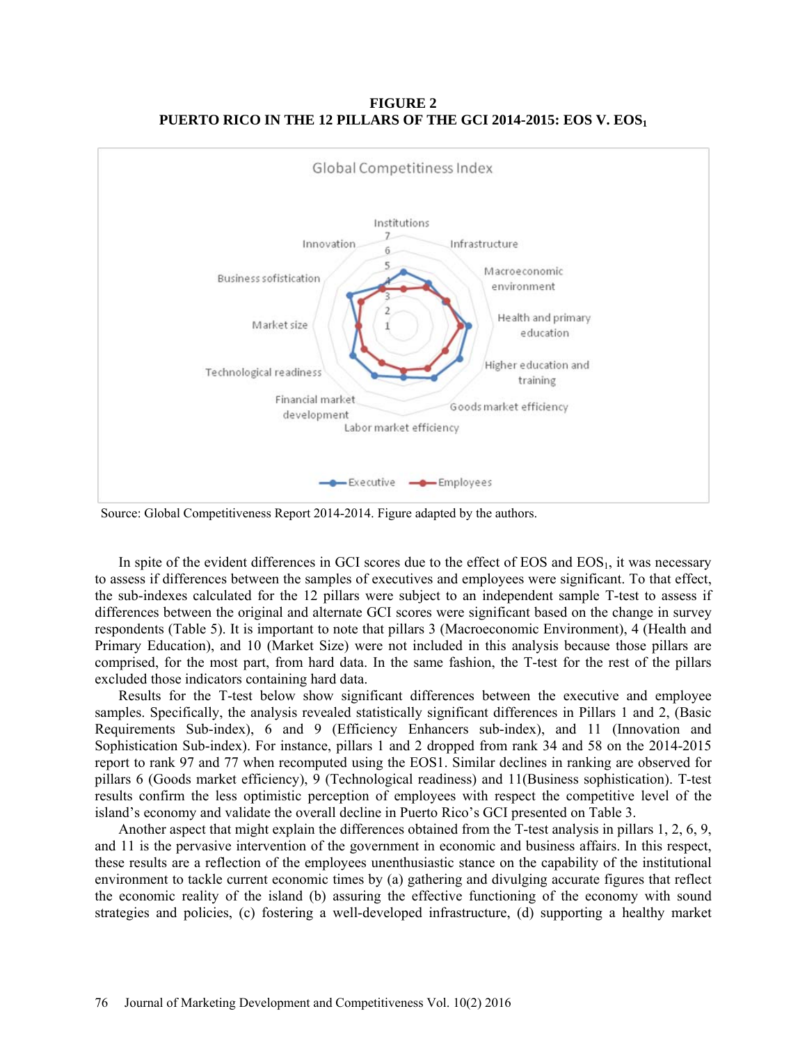**FIGURE 2**
**PUERTO RICO IN THE 12 PILLARS OF THE GCI 2014-2015: EOS V. $EOS_1$**

Source: Global Competitiveness Report 2014-2014. Figure adapted by the authors.

In spite of the evident differences in GCI scores due to the effect of EOS and $EOS_1$, it was necessary to assess if differences between the samples of executives and employees were significant. To that effect, the sub-indexes calculated for the 12 pillars were subject to an independent sample T-test to assess if differences between the original and alternate GCI scores were significant based on the change in survey respondents (Table 5). It is important to note that pillars 3 (Macroeconomic Environment), 4 (Health and Primary Education), and 10 (Market Size) were not included in this analysis because those pillars are comprised, for the most part, from hard data. In the same fashion, the T-test for the rest of the pillars excluded those indicators containing hard data.

Results for the T-test below show significant differences between the executive and employee samples. Specifically, the analysis revealed statistically significant differences in Pillars 1 and 2, (Basic Requirements Sub-index), 6 and 9 (Efficiency Enhancers sub-index), and 11 (Innovation and Sophistication Sub-index). For instance, pillars 1 and 2 dropped from rank 34 and 58 on the 2014-2015 report to rank 97 and 77 when recomputed using the EOS1. Similar declines in ranking are observed for pillars 6 (Goods market efficiency), 9 (Technological readiness) and 11(Business sophistication). T-test results confirm the less optimistic perception of employees with respect the competitive level of the island's economy and validate the overall decline in Puerto Rico's GCI presented on Table 3.

Another aspect that might explain the differences obtained from the T-test analysis in pillars 1, 2, 6, 9, and 11 is the pervasive intervention of the government in economic and business affairs. In this respect, these results are a reflection of the employees unenthusiastic stance on the capability of the institutional environment to tackle current economic times by (a) gathering and divulging accurate figures that reflect the economic reality of the island (b) assuring the effective functioning of the economy with sound strategies and policies, (c) fostering a well-developed infrastructure, (d) supporting a healthy market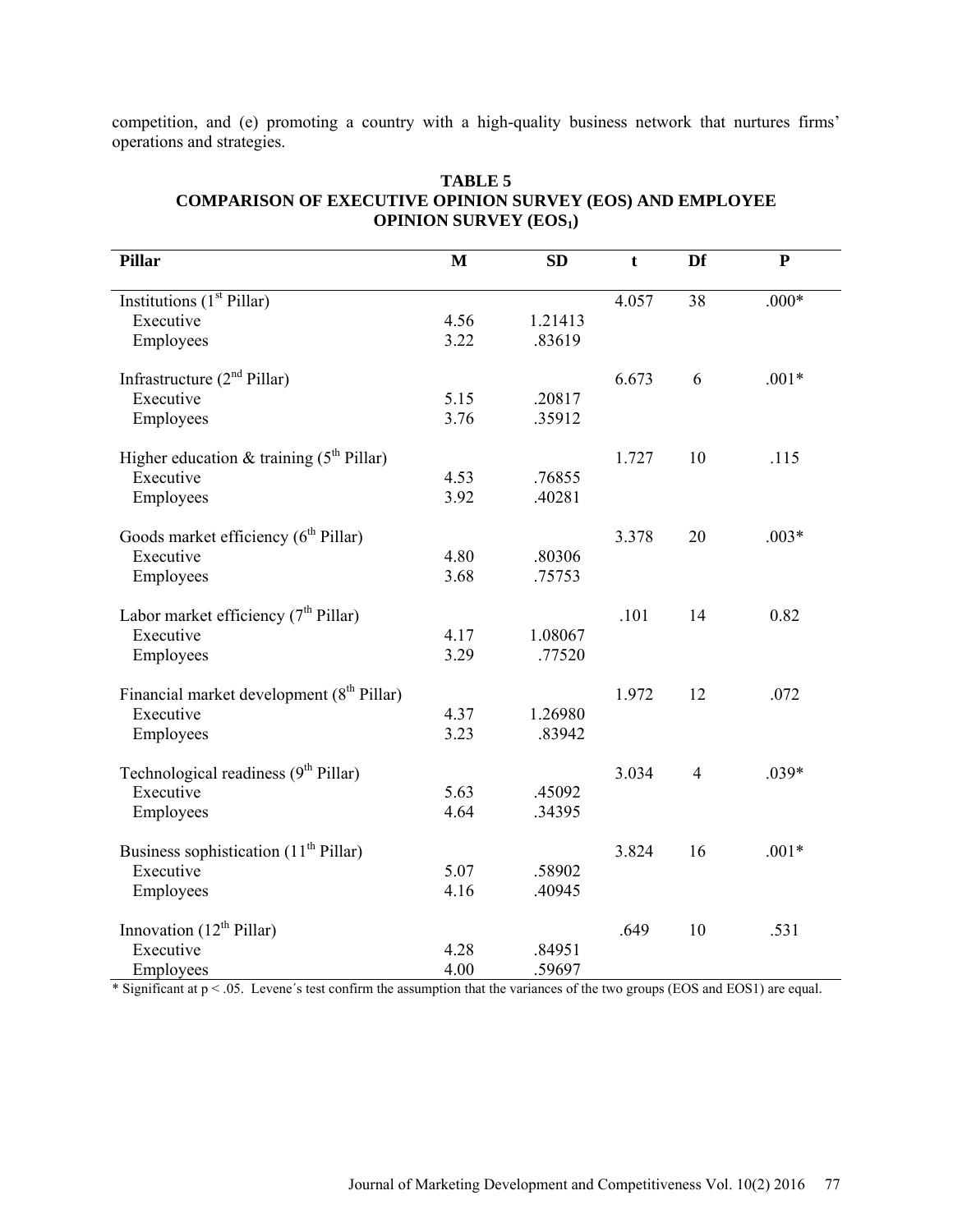competition, and (e) promoting a country with a high-quality business network that nurtures firms' operations and strategies.

**TABLE 5**
**COMPARISON OF EXECUTIVE OPINION SURVEY (EOS) AND EMPLOYEE OPINION SURVEY ($EOS_1$)**

| Pillar | M | SD | t | Df | P |
|---|---|---|---|---|---|
| Institutions (1st Pillar) | | | 4.057 | 38 | .000* |
| Executive | 4.56 | 1.21413 | | | |
| Employees | 3.22 | .83619 | | | |
| Infrastructure (2nd Pillar) | | | 6.673 | 6 | .001* |
| Executive | 5.15 | .20817 | | | |
| Employees | 3.76 | .35912 | | | |
| Higher education & training (5th Pillar) | | | 1.727 | 10 | .115 |
| Executive | 4.53 | .76855 | | | |
| Employees | 3.92 | .40281 | | | |
| Goods market efficiency (6th Pillar) | | | 3.378 | 20 | .003* |
| Executive | 4.80 | .80306 | | | |
| Employees | 3.68 | .75753 | | | |
| Labor market efficiency (7th Pillar) | | | .101 | 14 | 0.82 |
| Executive | 4.17 | 1.08067 | | | |
| Employees | 3.29 | .77520 | | | |
| Financial market development (8th Pillar) | | | 1.972 | 12 | .072 |
| Executive | 4.37 | 1.26980 | | | |
| Employees | 3.23 | .83942 | | | |
| Technological readiness (9th Pillar) | | | 3.034 | 4 | .039* |
| Executive | 5.63 | .45092 | | | |
| Employees | 4.64 | .34395 | | | |
| Business sophistication (11th Pillar) | | | 3.824 | 16 | .001* |
| Executive | 5.07 | .58902 | | | |
| Employees | 4.16 | .40945 | | | |
| Innovation (12th Pillar) | | | .649 | 10 | .531 |
| Executive | 4.28 | .84951 | | | |
| Employees | 4.00 | .59697 | | | |

* Significant at $p < .05$. Levene´s test confirm the assumption that the variances of the two groups (EOS and EOS1) are equal.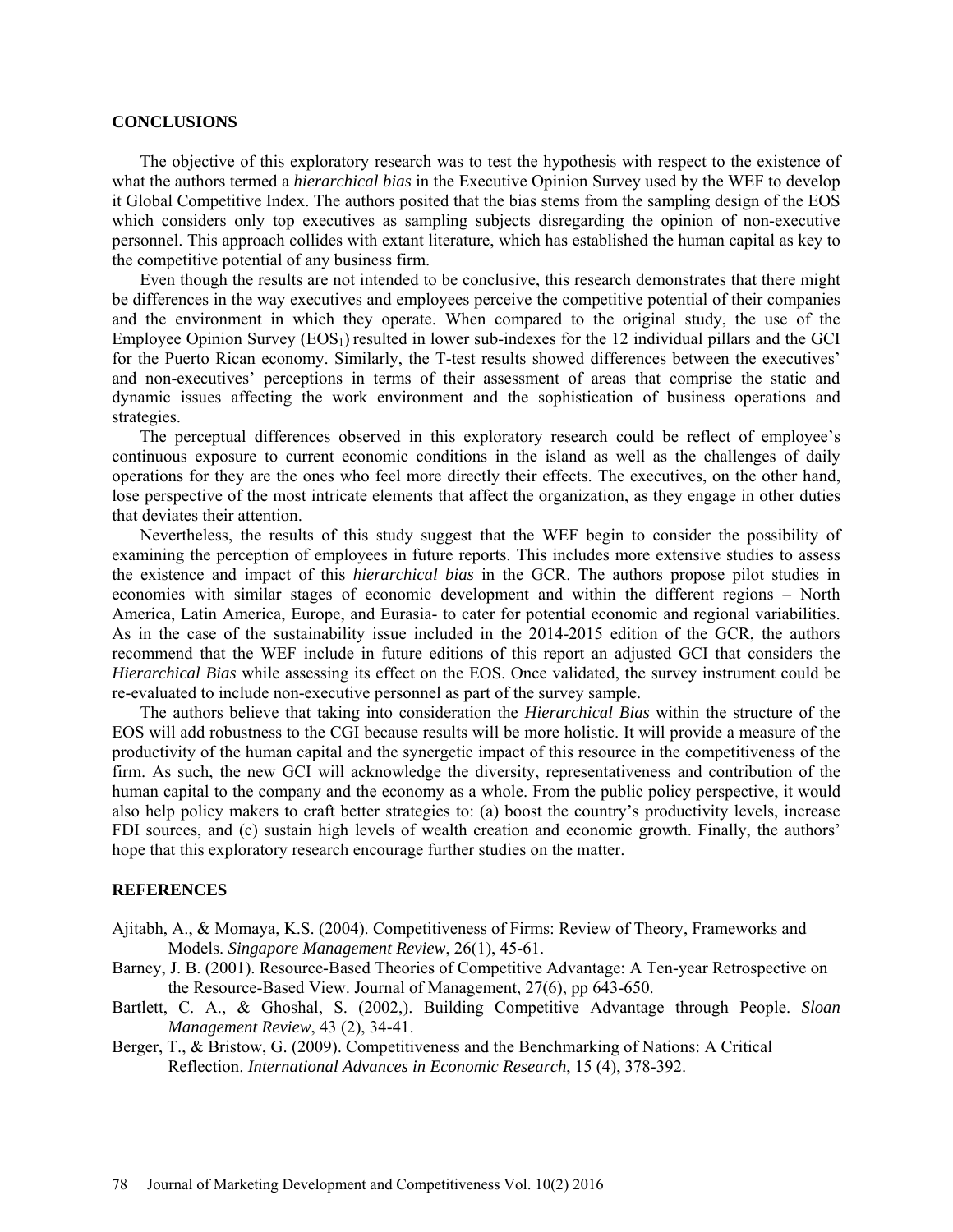## CONCLUSIONS

The objective of this exploratory research was to test the hypothesis with respect to the existence of what the authors termed a *hierarchical bias* in the Executive Opinion Survey used by the WEF to develop it Global Competitive Index. The authors posited that the bias stems from the sampling design of the EOS which considers only top executives as sampling subjects disregarding the opinion of non-executive personnel. This approach collides with extant literature, which has established the human capital as key to the competitive potential of any business firm.

Even though the results are not intended to be conclusive, this research demonstrates that there might be differences in the way executives and employees perceive the competitive potential of their companies and the environment in which they operate. When compared to the original study, the use of the Employee Opinion Survey ($EOS_1$) resulted in lower sub-indexes for the 12 individual pillars and the GCI for the Puerto Rican economy. Similarly, the T-test results showed differences between the executives' and non-executives' perceptions in terms of their assessment of areas that comprise the static and dynamic issues affecting the work environment and the sophistication of business operations and strategies.

The perceptual differences observed in this exploratory research could be reflect of employee's continuous exposure to current economic conditions in the island as well as the challenges of daily operations for they are the ones who feel more directly their effects. The executives, on the other hand, lose perspective of the most intricate elements that affect the organization, as they engage in other duties that deviates their attention.

Nevertheless, the results of this study suggest that the WEF begin to consider the possibility of examining the perception of employees in future reports. This includes more extensive studies to assess the existence and impact of this *hierarchical bias* in the GCR. The authors propose pilot studies in economies with similar stages of economic development and within the different regions – North America, Latin America, Europe, and Eurasia- to cater for potential economic and regional variabilities. As in the case of the sustainability issue included in the 2014-2015 edition of the GCR, the authors recommend that the WEF include in future editions of this report an adjusted GCI that considers the *Hierarchical Bias* while assessing its effect on the EOS. Once validated, the survey instrument could be re-evaluated to include non-executive personnel as part of the survey sample.

The authors believe that taking into consideration the *Hierarchical Bias* within the structure of the EOS will add robustness to the CGI because results will be more holistic. It will provide a measure of the productivity of the human capital and the synergetic impact of this resource in the competitiveness of the firm. As such, the new GCI will acknowledge the diversity, representativeness and contribution of the human capital to the company and the economy as a whole. From the public policy perspective, it would also help policy makers to craft better strategies to: (a) boost the country's productivity levels, increase FDI sources, and (c) sustain high levels of wealth creation and economic growth. Finally, the authors' hope that this exploratory research encourage further studies on the matter.

## REFERENCES

Ajitabh, A., & Momaya, K.S. (2004). Competitiveness of Firms: Review of Theory, Frameworks and Models. *Singapore Management Review*, 26(1), 45-61.

Barney, J. B. (2001). Resource-Based Theories of Competitive Advantage: A Ten-year Retrospective on the Resource-Based View. Journal of Management, 27(6), pp 643-650.

Bartlett, C. A., & Ghoshal, S. (2002,). Building Competitive Advantage through People. *Sloan Management Review*, 43 (2), 34-41.

Berger, T., & Bristow, G. (2009). Competitiveness and the Benchmarking of Nations: A Critical Reflection. *International Advances in Economic Research*, 15 (4), 378-392.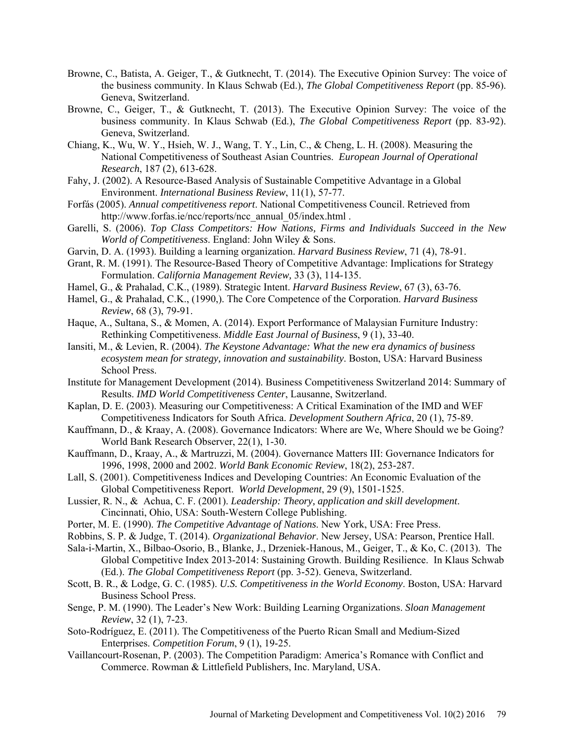Browne, C., Batista, A. Geiger, T., & Gutknecht, T. (2014). The Executive Opinion Survey: The voice of the business community. In Klaus Schwab (Ed.), *The Global Competitiveness Report* (pp. 85-96). Geneva, Switzerland.

Browne, C., Geiger, T., & Gutknecht, T. (2013). The Executive Opinion Survey: The voice of the business community. In Klaus Schwab (Ed.), *The Global Competitiveness Report* (pp. 83-92). Geneva, Switzerland.

Chiang, K., Wu, W. Y., Hsieh, W. J., Wang, T. Y., Lin, C., & Cheng, L. H. (2008). Measuring the National Competitiveness of Southeast Asian Countries. *European Journal of Operational Research*, 187 (2), 613-628.

Fahy, J. (2002). A Resource-Based Analysis of Sustainable Competitive Advantage in a Global Environment. *International Business Review*, 11(1), 57-77.

Forfás (2005). *Annual competitiveness report*. National Competitiveness Council. Retrieved from http://www.forfas.ie/ncc/reports/ncc_annual_05/index.html .

Garelli, S. (2006). *Top Class Competitors: How Nations, Firms and Individuals Succeed in the New World of Competitiveness*. England: John Wiley & Sons.

Garvin, D. A. (1993). Building a learning organization. *Harvard Business Review*, 71 (4), 78-91.

Grant, R. M. (1991). The Resource-Based Theory of Competitive Advantage: Implications for Strategy Formulation. *California Management Review,* 33 (3), 114-135.

Hamel, G., & Prahalad, C.K., (1989). Strategic Intent. *Harvard Business Review*, 67 (3), 63-76.

Hamel, G., & Prahalad, C.K., (1990,). The Core Competence of the Corporation. *Harvard Business Review*, 68 (3), 79-91.

Haque, A., Sultana, S., & Momen, A. (2014). Export Performance of Malaysian Furniture Industry: Rethinking Competitiveness. *Middle East Journal of Business*, 9 (1), 33-40.

Iansiti, M., & Levien, R. (2004). *The Keystone Advantage: What the new era dynamics of business ecosystem mean for strategy, innovation and sustainability*. Boston, USA: Harvard Business School Press.

Institute for Management Development (2014). Business Competitiveness Switzerland 2014: Summary of Results. *IMD World Competitiveness Center*, Lausanne, Switzerland.

Kaplan, D. E. (2003). Measuring our Competitiveness: A Critical Examination of the IMD and WEF Competitiveness Indicators for South Africa. *Development Southern Africa*, 20 (1), 75-89.

Kauffmann, D., & Kraay, A. (2008). Governance Indicators: Where are We, Where Should we be Going? World Bank Research Observer, 22(1), 1-30.

Kauffmann, D., Kraay, A., & Martruzzi, M. (2004). Governance Matters III: Governance Indicators for 1996, 1998, 2000 and 2002. *World Bank Economic Review*, 18(2), 253-287.

Lall, S. (2001). Competitiveness Indices and Developing Countries: An Economic Evaluation of the Global Competitiveness Report. *World Development*, 29 (9), 1501-1525.

Lussier, R. N., & Achua, C. F. (2001). *Leadership: Theory, application and skill development*. Cincinnati, Ohio, USA: South-Western College Publishing.

Porter, M. E. (1990). *The Competitive Advantage of Nations*. New York, USA: Free Press.

Robbins, S. P. & Judge, T. (2014). *Organizational Behavior*. New Jersey, USA: Pearson, Prentice Hall.

Sala-i-Martin, X., Bilbao-Osorio, B., Blanke, J., Drzeniek-Hanous, M., Geiger, T., & Ko, C. (2013). The Global Competitive Index 2013-2014: Sustaining Growth. Building Resilience. In Klaus Schwab (Ed.). *The Global Competitiveness Report* (pp. 3-52). Geneva, Switzerland.

Scott, B. R., & Lodge, G. C. (1985). *U.S. Competitiveness in the World Economy*. Boston, USA: Harvard Business School Press.

Senge, P. M. (1990). The Leader's New Work: Building Learning Organizations. *Sloan Management Review*, 32 (1), 7-23.

Soto-Rodríguez, E. (2011). The Competitiveness of the Puerto Rican Small and Medium-Sized Enterprises. *Competition Forum*, 9 (1), 19-25.

Vaillancourt-Rosenan, P. (2003). The Competition Paradigm: America's Romance with Conflict and Commerce. Rowman & Littlefield Publishers, Inc. Maryland, USA.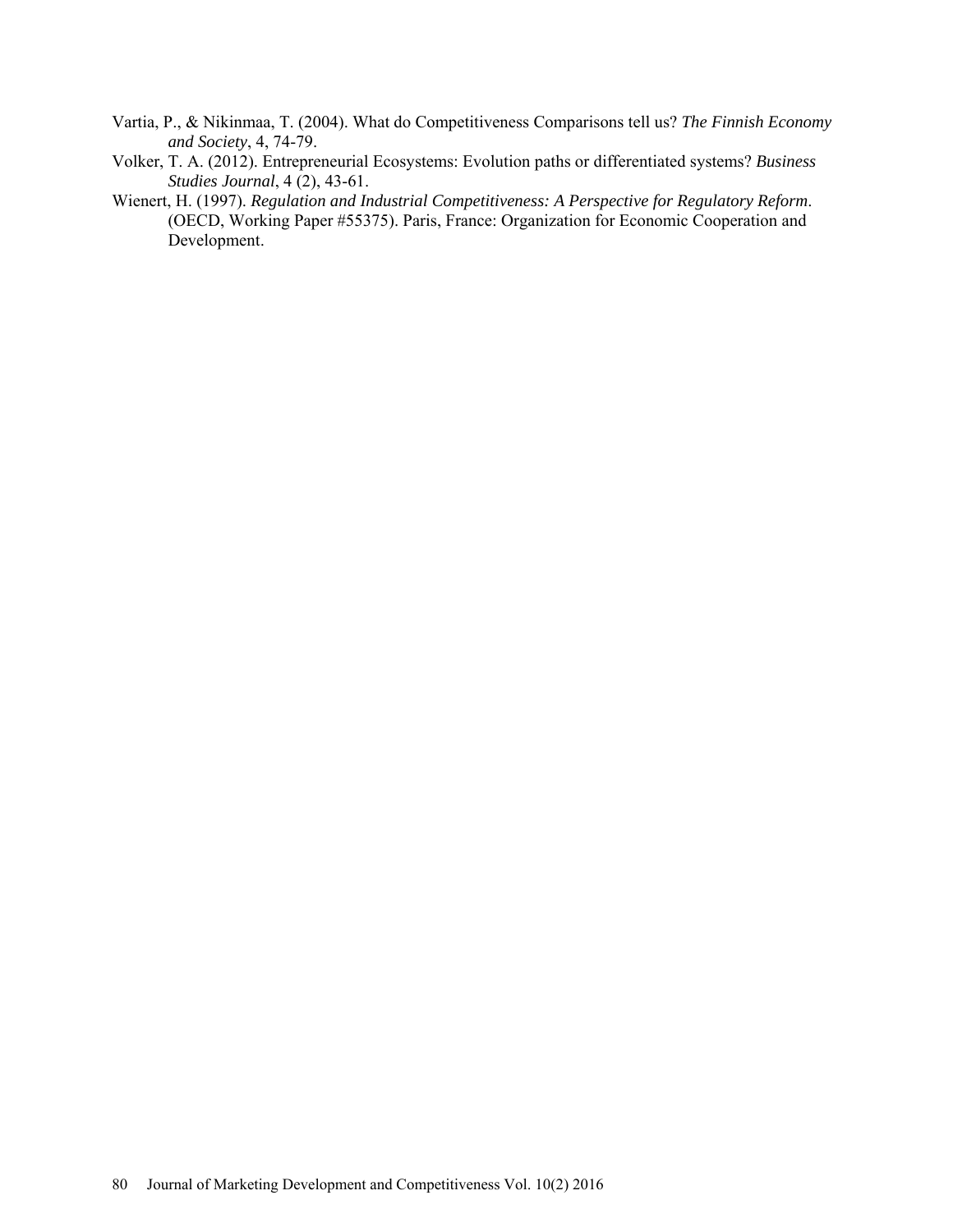Vartia, P., & Nikinmaa, T. (2004). What do Competitiveness Comparisons tell us? *The Finnish Economy and Society*, 4, 74-79.

Volker, T. A. (2012). Entrepreneurial Ecosystems: Evolution paths or differentiated systems? *Business Studies Journal*, 4 (2), 43-61.

Wienert, H. (1997). *Regulation and Industrial Competitiveness: A Perspective for Regulatory Reform*. (OECD, Working Paper #55375). Paris, France: Organization for Economic Cooperation and Development.